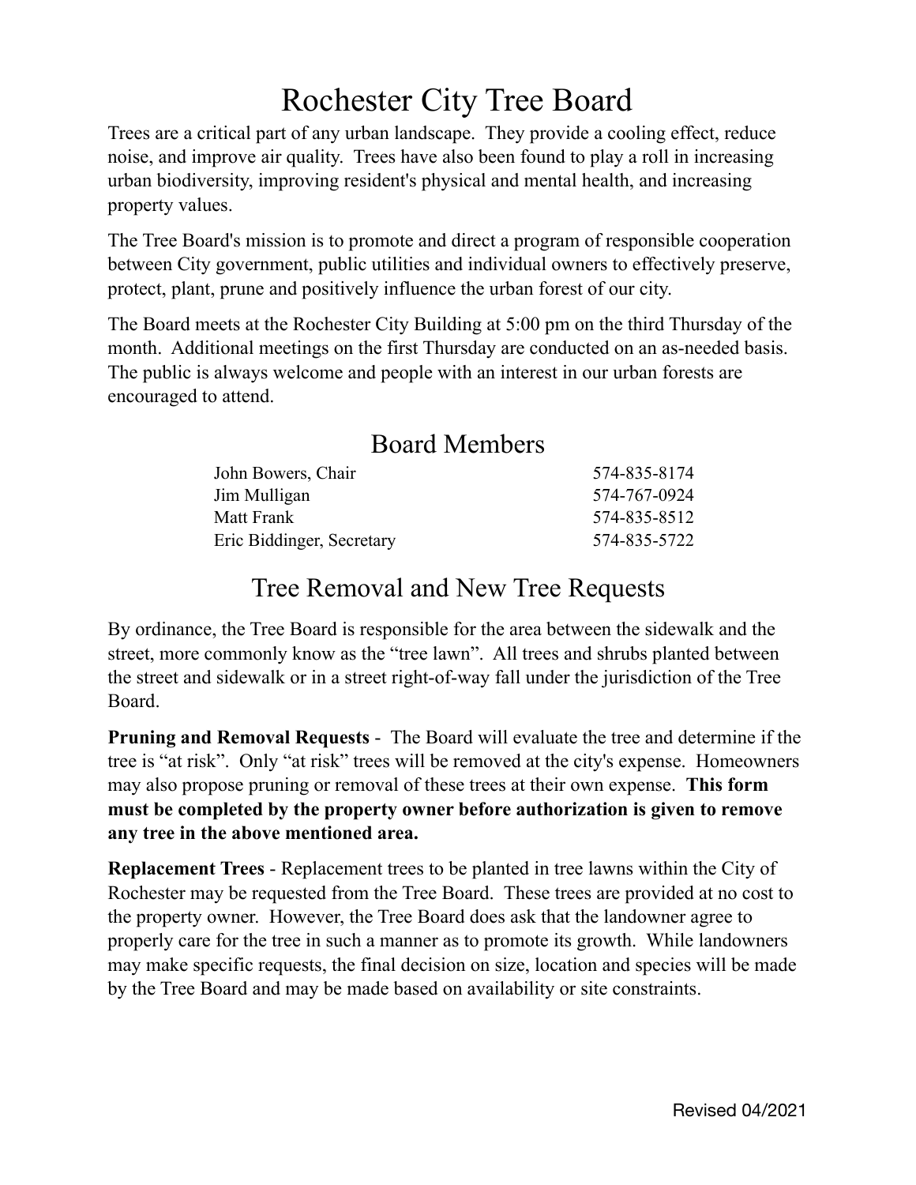# Rochester City Tree Board

Trees are a critical part of any urban landscape. They provide a cooling effect, reduce noise, and improve air quality. Trees have also been found to play a roll in increasing urban biodiversity, improving resident's physical and mental health, and increasing property values.

The Tree Board's mission is to promote and direct a program of responsible cooperation between City government, public utilities and individual owners to effectively preserve, protect, plant, prune and positively influence the urban forest of our city.

The Board meets at the Rochester City Building at 5:00 pm on the third Thursday of the month. Additional meetings on the first Thursday are conducted on an as-needed basis. The public is always welcome and people with an interest in our urban forests are encouraged to attend.

## Board Members

| | |
|---|---|
| John Bowers, Chair | 574-835-8174 |
| Jim Mulligan | 574-767-0924 |
| Matt Frank | 574-835-8512 |
| Eric Biddinger, Secretary | 574-835-5722 |

## Tree Removal and New Tree Requests

By ordinance, the Tree Board is responsible for the area between the sidewalk and the street, more commonly know as the "tree lawn". All trees and shrubs planted between the street and sidewalk or in a street right-of-way fall under the jurisdiction of the Tree Board.

**Pruning and Removal Requests** - The Board will evaluate the tree and determine if the tree is "at risk". Only "at risk" trees will be removed at the city's expense. Homeowners may also propose pruning or removal of these trees at their own expense. **This form must be completed by the property owner before authorization is given to remove any tree in the above mentioned area.**

**Replacement Trees** - Replacement trees to be planted in tree lawns within the City of Rochester may be requested from the Tree Board. These trees are provided at no cost to the property owner. However, the Tree Board does ask that the landowner agree to properly care for the tree in such a manner as to promote its growth. While landowners may make specific requests, the final decision on size, location and species will be made by the Tree Board and may be made based on availability or site constraints.

Revised 04/2021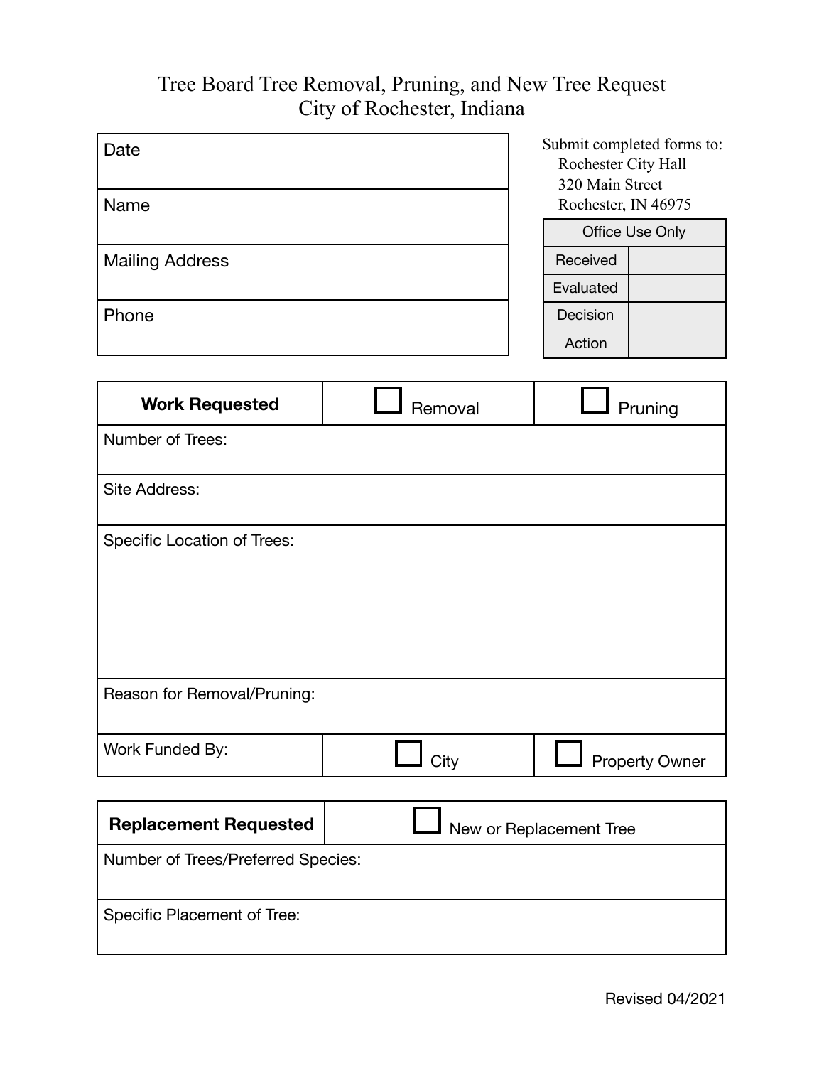# Tree Board Tree Removal, Pruning, and New Tree Request
## City of Rochester, Indiana

| | |
|---|---|
| Date | |
| Name | |
| Mailing Address | |
| Phone | |

Submit completed forms to:
Rochester City Hall
320 Main Street
Rochester, IN 46975

| Office Use Only | |
|---|---|
| Received | |
| Evaluated | |
| Decision | |
| Action | |

| **Work Requested** | ☐ Removal | ☐ Pruning |
|---|---|---|
| Number of Trees: | | |
| Site Address: | | |
| Specific Location of Trees: | | |
| Reason for Removal/Pruning: | | |
| Work Funded By: | ☐ City | ☐ Property Owner |

| **Replacement Requested** | ☐ New or Replacement Tree |
|---|---|
| Number of Trees/Preferred Species: | |
| Specific Placement of Tree: | |

Revised 04/2021